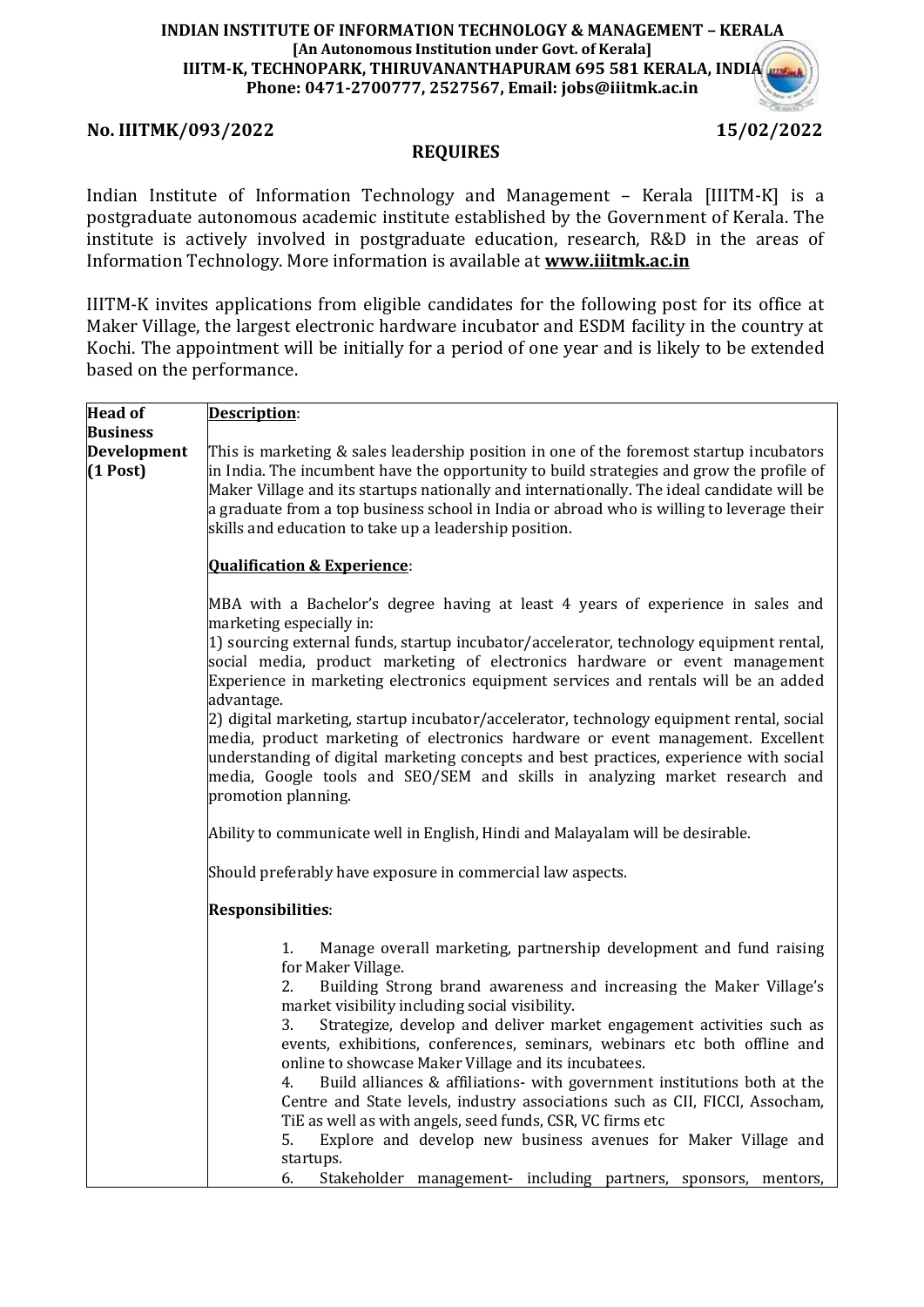**INDIAN INSTITUTE OF INFORMATION TECHNOLOGY & MANAGEMENT – KERALA**
**[An Autonomous Institution under Govt. of Kerala]**
**IIITM-K, TECHNOPARK, THIRUVANANTHAPURAM 695 581 KERALA, INDIA**
**Phone: 0471-2700777, 2527567, Email: jobs@iiitmk.ac.in**

**No. IIITMK/093/2022** **15/02/2022**

## REQUIRES

Indian Institute of Information Technology and Management – Kerala [IIITM-K] is a postgraduate autonomous academic institute established by the Government of Kerala. The institute is actively involved in postgraduate education, research, R&D in the areas of Information Technology. More information is available at **www.iiitmk.ac.in**

IIITM-K invites applications from eligible candidates for the following post for its office at Maker Village, the largest electronic hardware incubator and ESDM facility in the country at Kochi. The appointment will be initially for a period of one year and is likely to be extended based on the performance.

| | |
|---|---|
| **Head of Business Development (1 Post)** | **Description**:<br><br>This is marketing & sales leadership position in one of the foremost startup incubators in India. The incumbent have the opportunity to build strategies and grow the profile of Maker Village and its startups nationally and internationally. The ideal candidate will be a graduate from a top business school in India or abroad who is willing to leverage their skills and education to take up a leadership position.<br><br>**Qualification & Experience**:<br><br>MBA with a Bachelor's degree having at least 4 years of experience in sales and marketing especially in:<br>1) sourcing external funds, startup incubator/accelerator, technology equipment rental, social media, product marketing of electronics hardware or event management Experience in marketing electronics equipment services and rentals will be an added advantage.<br>2) digital marketing, startup incubator/accelerator, technology equipment rental, social media, product marketing of electronics hardware or event management. Excellent understanding of digital marketing concepts and best practices, experience with social media, Google tools and SEO/SEM and skills in analyzing market research and promotion planning.<br><br>Ability to communicate well in English, Hindi and Malayalam will be desirable.<br><br>Should preferably have exposure in commercial law aspects.<br><br>**Responsibilities**:<br><br>1. Manage overall marketing, partnership development and fund raising for Maker Village.<br>2. Building Strong brand awareness and increasing the Maker Village's market visibility including social visibility.<br>3. Strategize, develop and deliver market engagement activities such as events, exhibitions, conferences, seminars, webinars etc both offline and online to showcase Maker Village and its incubatees.<br>4. Build alliances & affiliations- with government institutions both at the Centre and State levels, industry associations such as CII, FICCI, Assocham, TiE as well as with angels, seed funds, CSR, VC firms etc<br>5. Explore and develop new business avenues for Maker Village and startups.<br>6. Stakeholder management- including partners, sponsors, mentors, |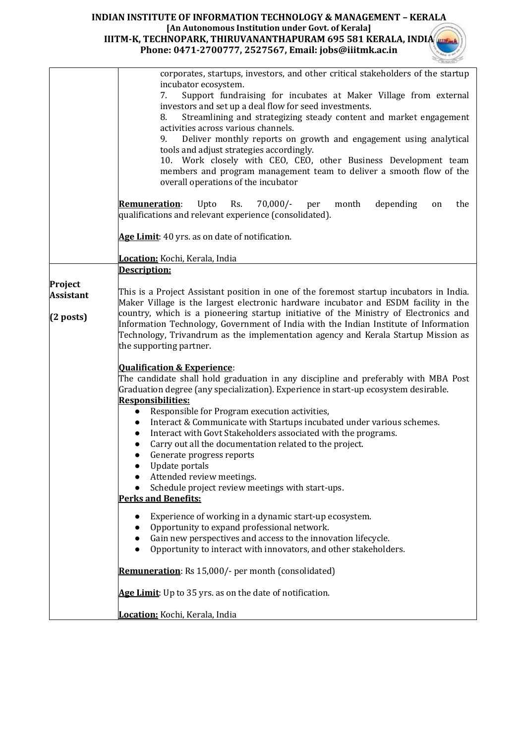| | |
|---|---|
| | corporates, startups, investors, and other critical stakeholders of the startup incubator ecosystem.<br>7. Support fundraising for incubates at Maker Village from external investors and set up a deal flow for seed investments.<br>8. Streamlining and strategizing steady content and market engagement activities across various channels.<br>9. Deliver monthly reports on growth and engagement using analytical tools and adjust strategies accordingly.<br>10. Work closely with CEO, CEO, other Business Development team members and program management team to deliver a smooth flow of the overall operations of the incubator<br><br>**Remuneration**: Upto Rs. 70,000/- per month depending on the qualifications and relevant experience (consolidated).<br><br>**Age Limit**: 40 yrs. as on date of notification.<br><br>**Location:** Kochi, Kerala, India |
| **Project Assistant**<br><br>**(2 posts)** | **Description:**<br><br>This is a Project Assistant position in one of the foremost startup incubators in India. Maker Village is the largest electronic hardware incubator and ESDM facility in the country, which is a pioneering startup initiative of the Ministry of Electronics and Information Technology, Government of India with the Indian Institute of Information Technology, Trivandrum as the implementation agency and Kerala Startup Mission as the supporting partner.<br><br>**Qualification & Experience**:<br>The candidate shall hold graduation in any discipline and preferably with MBA Post Graduation degree (any specialization). Experience in start-up ecosystem desirable.<br>**Responsibilities:**<br>● Responsible for Program execution activities,<br>● Interact & Communicate with Startups incubated under various schemes.<br>● Interact with Govt Stakeholders associated with the programs.<br>● Carry out all the documentation related to the project.<br>● Generate progress reports<br>● Update portals<br>● Attended review meetings.<br>● Schedule project review meetings with start-ups.<br>**Perks and Benefits:**<br>● Experience of working in a dynamic start-up ecosystem.<br>● Opportunity to expand professional network.<br>● Gain new perspectives and access to the innovation lifecycle.<br>● Opportunity to interact with innovators, and other stakeholders.<br><br>**Remuneration**: Rs 15,000/- per month (consolidated)<br><br>**Age Limit**: Up to 35 yrs. as on the date of notification.<br><br>**Location:** Kochi, Kerala, India |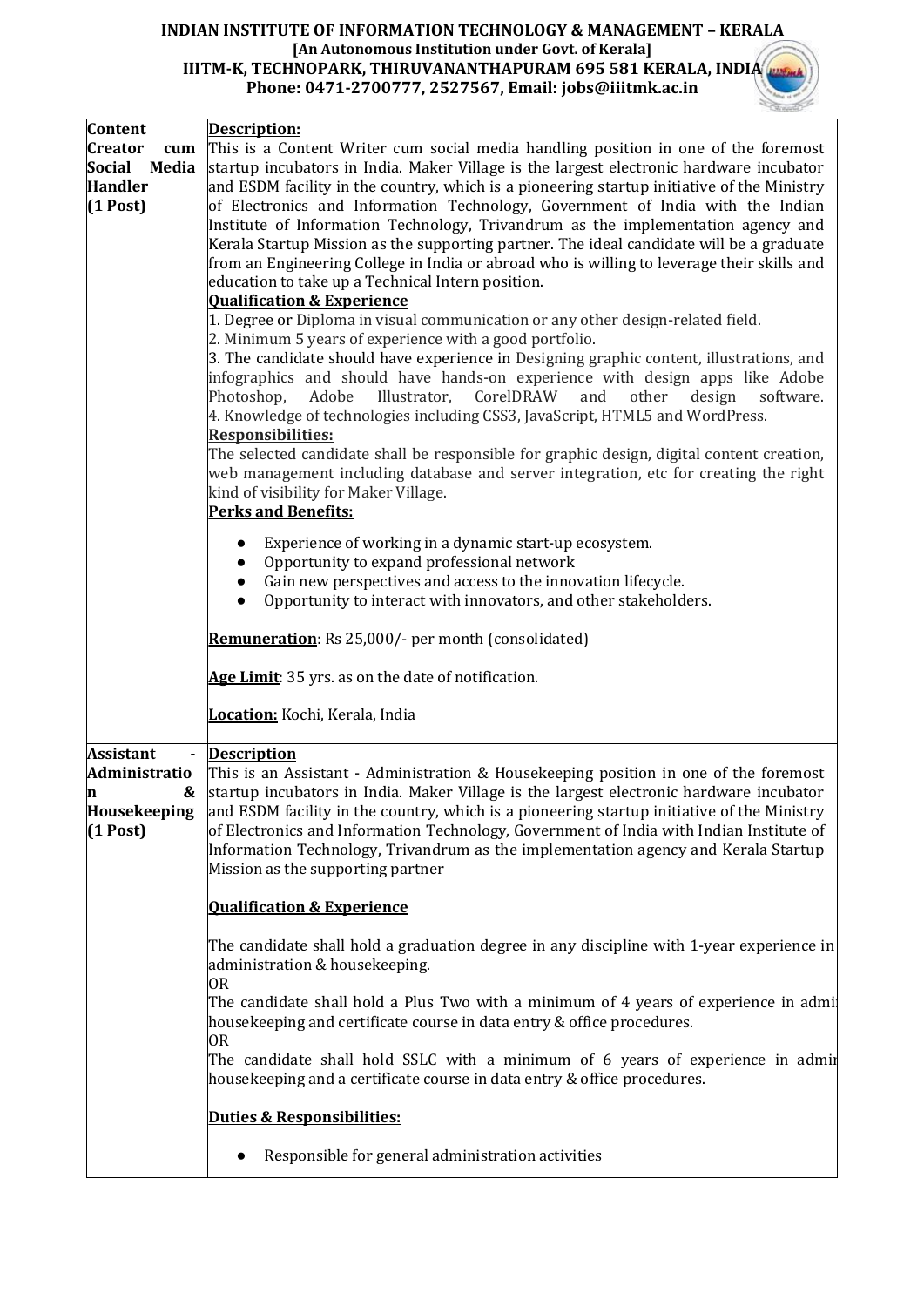| | |
|---|---|
| **Content Creator cum Social Media Handler (1 Post)** | **Description:**<br>This is a Content Writer cum social media handling position in one of the foremost startup incubators in India. Maker Village is the largest electronic hardware incubator and ESDM facility in the country, which is a pioneering startup initiative of the Ministry of Electronics and Information Technology, Government of India with the Indian Institute of Information Technology, Trivandrum as the implementation agency and Kerala Startup Mission as the supporting partner. The ideal candidate will be a graduate from an Engineering College in India or abroad who is willing to leverage their skills and education to take up a Technical Intern position.<br>**Qualification & Experience**<br>1. Degree or Diploma in visual communication or any other design-related field.<br>2. Minimum 5 years of experience with a good portfolio.<br>3. The candidate should have experience in Designing graphic content, illustrations, and infographics and should have hands-on experience with design apps like Adobe Photoshop, Adobe Illustrator, CorelDRAW and other design software.<br>4. Knowledge of technologies including CSS3, JavaScript, HTML5 and WordPress.<br>**Responsibilities:**<br>The selected candidate shall be responsible for graphic design, digital content creation, web management including database and server integration, etc for creating the right kind of visibility for Maker Village.<br>**Perks and Benefits:**<br>• Experience of working in a dynamic start-up ecosystem.<br>• Opportunity to expand professional network<br>• Gain new perspectives and access to the innovation lifecycle.<br>• Opportunity to interact with innovators, and other stakeholders.<br><br>**Remuneration**: Rs 25,000/- per month (consolidated)<br><br>**Age Limit**: 35 yrs. as on the date of notification.<br><br>**Location:** Kochi, Kerala, India |
| **Assistant - Administration & Housekeeping (1 Post)** | **Description**<br>This is an Assistant - Administration & Housekeeping position in one of the foremost startup incubators in India. Maker Village is the largest electronic hardware incubator and ESDM facility in the country, which is a pioneering startup initiative of the Ministry of Electronics and Information Technology, Government of India with Indian Institute of Information Technology, Trivandrum as the implementation agency and Kerala Startup Mission as the supporting partner<br><br>**Qualification & Experience**<br><br>The candidate shall hold a graduation degree in any discipline with 1-year experience in administration & housekeeping.<br>OR<br>The candidate shall hold a Plus Two with a minimum of 4 years of experience in admi housekeeping and certificate course in data entry & office procedures.<br>OR<br>The candidate shall hold SSLC with a minimum of 6 years of experience in admir housekeeping and a certificate course in data entry & office procedures.<br><br>**Duties & Responsibilities:**<br><br>• Responsible for general administration activities |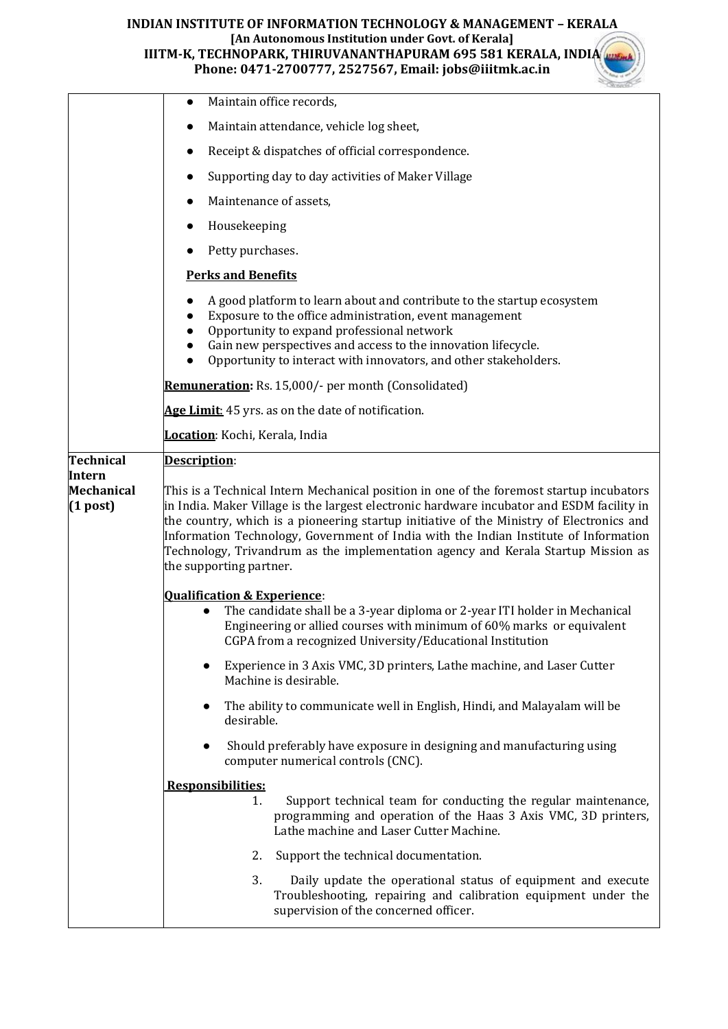| | |
|---|---|
| | - Maintain office records,<br>- Maintain attendance, vehicle log sheet,<br>- Receipt & dispatches of official correspondence.<br>- Supporting day to day activities of Maker Village<br>- Maintenance of assets,<br>- Housekeeping<br>- Petty purchases.<br><br>**Perks and Benefits**<br><br>- A good platform to learn about and contribute to the startup ecosystem<br>- Exposure to the office administration, event management<br>- Opportunity to expand professional network<br>- Gain new perspectives and access to the innovation lifecycle.<br>- Opportunity to interact with innovators, and other stakeholders.<br><br>**Remuneration:** Rs. 15,000/- per month (Consolidated)<br><br>**Age Limit**: 45 yrs. as on the date of notification.<br><br>**Location**: Kochi, Kerala, India |
| **Technical Intern Mechanical (1 post)** | **Description**:<br><br>This is a Technical Intern Mechanical position in one of the foremost startup incubators in India. Maker Village is the largest electronic hardware incubator and ESDM facility in the country, which is a pioneering startup initiative of the Ministry of Electronics and Information Technology, Government of India with the Indian Institute of Information Technology, Trivandrum as the implementation agency and Kerala Startup Mission as the supporting partner.<br><br>**Qualification & Experience**:<br><br>- The candidate shall be a 3-year diploma or 2-year ITI holder in Mechanical Engineering or allied courses with minimum of 60% marks or equivalent CGPA from a recognized University/Educational Institution<br>- Experience in 3 Axis VMC, 3D printers, Lathe machine, and Laser Cutter Machine is desirable.<br>- The ability to communicate well in English, Hindi, and Malayalam will be desirable.<br>- Should preferably have exposure in designing and manufacturing using computer numerical controls (CNC).<br><br>**Responsibilities:**<br><br>1. Support technical team for conducting the regular maintenance, programming and operation of the Haas 3 Axis VMC, 3D printers, Lathe machine and Laser Cutter Machine.<br>2. Support the technical documentation.<br>3. Daily update the operational status of equipment and execute Troubleshooting, repairing and calibration equipment under the supervision of the concerned officer. |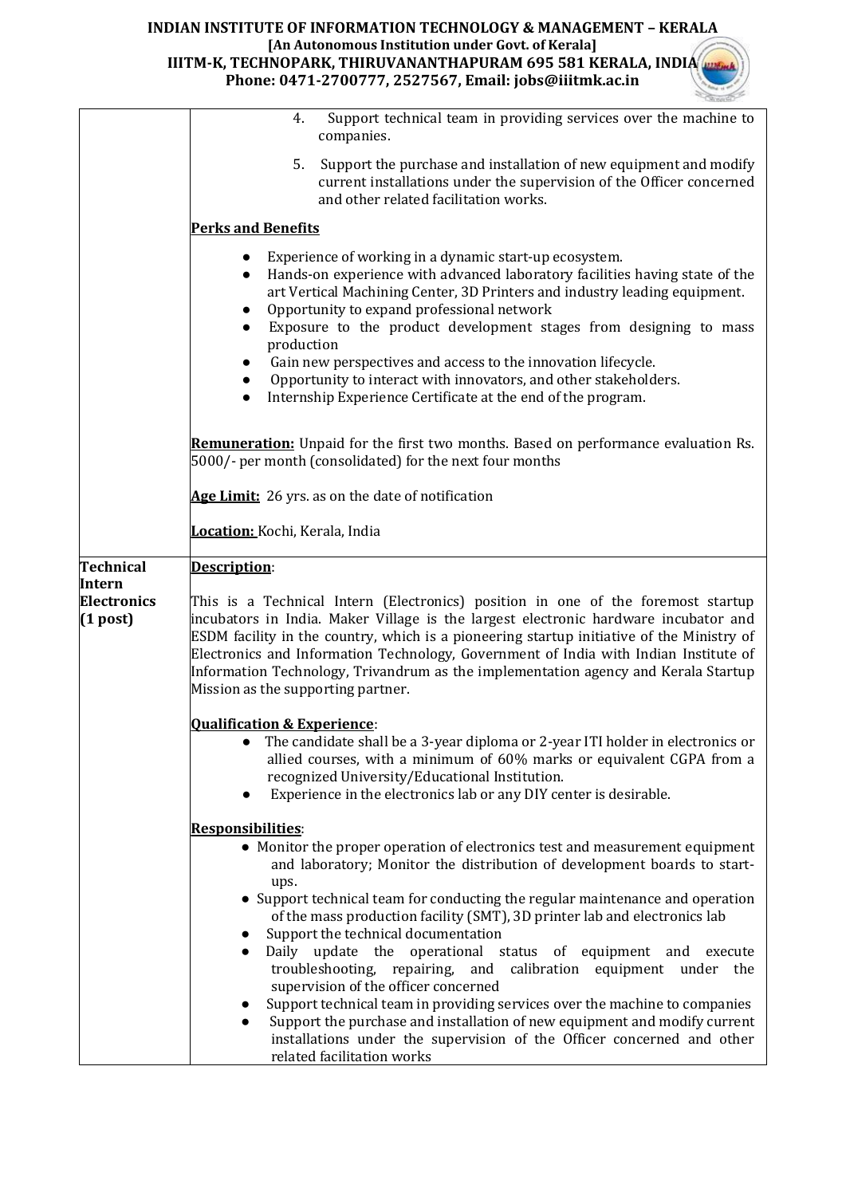| | |
|---|---|
| | 4. Support technical team in providing services over the machine to companies.<br><br>5. Support the purchase and installation of new equipment and modify current installations under the supervision of the Officer concerned and other related facilitation works.<br><br>**Perks and Benefits**<br><br>● Experience of working in a dynamic start-up ecosystem.<br>● Hands-on experience with advanced laboratory facilities having state of the art Vertical Machining Center, 3D Printers and industry leading equipment.<br>● Opportunity to expand professional network<br>● Exposure to the product development stages from designing to mass production<br>● Gain new perspectives and access to the innovation lifecycle.<br>● Opportunity to interact with innovators, and other stakeholders.<br>● Internship Experience Certificate at the end of the program.<br><br>**Remuneration:** Unpaid for the first two months. Based on performance evaluation Rs. 5000/- per month (consolidated) for the next four months<br><br>**Age Limit:** 26 yrs. as on the date of notification<br><br>**Location:** Kochi, Kerala, India |
| **Technical Intern Electronics (1 post)** | **Description**:<br><br>This is a Technical Intern (Electronics) position in one of the foremost startup incubators in India. Maker Village is the largest electronic hardware incubator and ESDM facility in the country, which is a pioneering startup initiative of the Ministry of Electronics and Information Technology, Government of India with Indian Institute of Information Technology, Trivandrum as the implementation agency and Kerala Startup Mission as the supporting partner.<br><br>**Qualification & Experience**:<br>● The candidate shall be a 3-year diploma or 2-year ITI holder in electronics or allied courses, with a minimum of 60% marks or equivalent CGPA from a recognized University/Educational Institution.<br>● Experience in the electronics lab or any DIY center is desirable.<br><br>**Responsibilities**:<br>● Monitor the proper operation of electronics test and measurement equipment and laboratory; Monitor the distribution of development boards to start-ups.<br>● Support technical team for conducting the regular maintenance and operation of the mass production facility (SMT), 3D printer lab and electronics lab<br>● Support the technical documentation<br>● Daily update the operational status of equipment and execute troubleshooting, repairing, and calibration equipment under the supervision of the officer concerned<br>● Support technical team in providing services over the machine to companies<br>● Support the purchase and installation of new equipment and modify current installations under the supervision of the Officer concerned and other related facilitation works |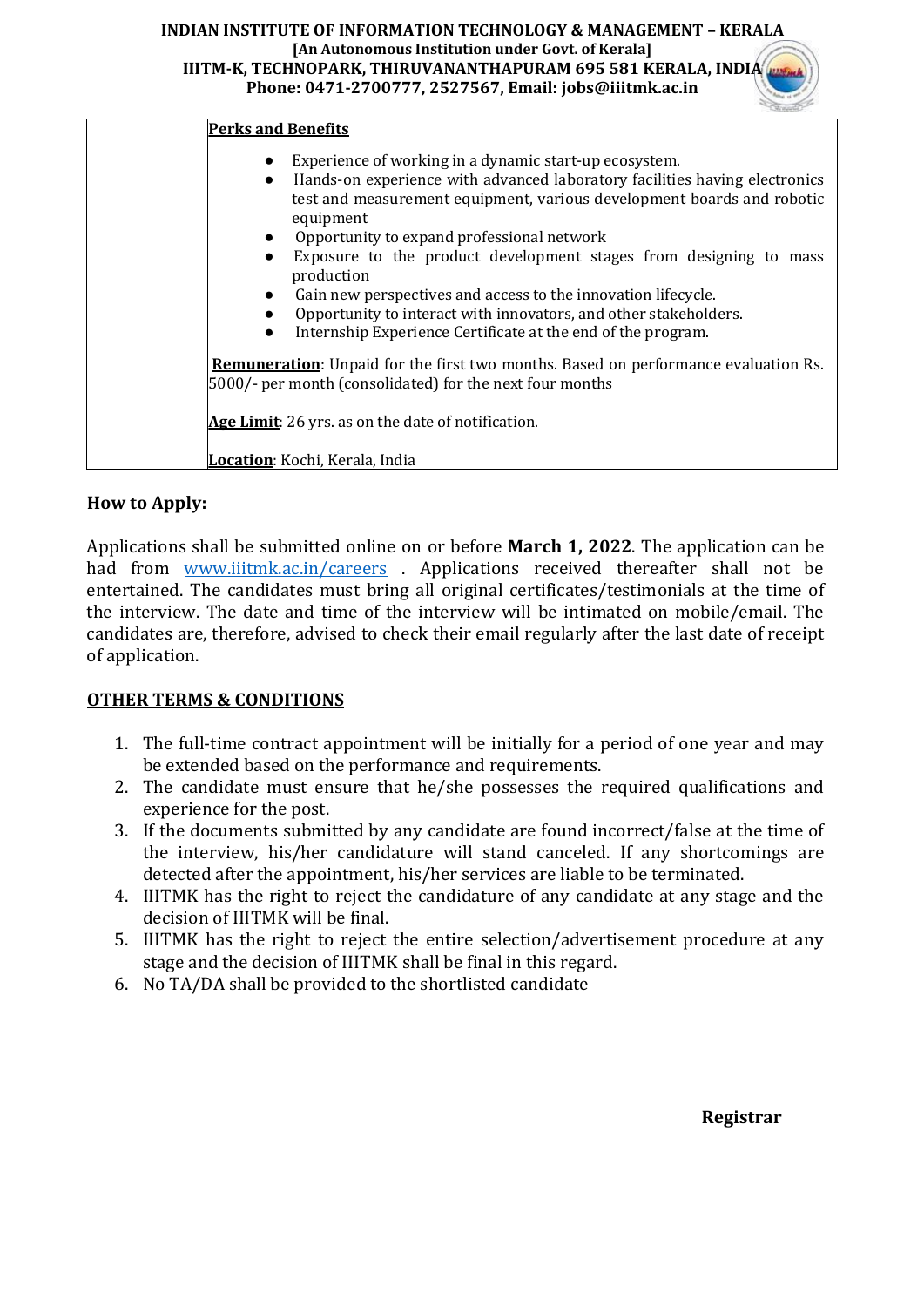**INDIAN INSTITUTE OF INFORMATION TECHNOLOGY & MANAGEMENT – KERALA**
**[An Autonomous Institution under Govt. of Kerala]**
**IIITM-K, TECHNOPARK, THIRUVANANTHAPURAM 695 581 KERALA, INDIA**
**Phone: 0471-2700777, 2527567, Email: jobs@iiitmk.ac.in**

| | |
|---|---|
| | **Perks and Benefits**<br><br>• Experience of working in a dynamic start-up ecosystem.<br>• Hands-on experience with advanced laboratory facilities having electronics test and measurement equipment, various development boards and robotic equipment<br>• Opportunity to expand professional network<br>• Exposure to the product development stages from designing to mass production<br>• Gain new perspectives and access to the innovation lifecycle.<br>• Opportunity to interact with innovators, and other stakeholders.<br>• Internship Experience Certificate at the end of the program.<br><br>**Remuneration**: Unpaid for the first two months. Based on performance evaluation Rs. 5000/- per month (consolidated) for the next four months<br><br>**Age Limit**: 26 yrs. as on the date of notification.<br><br>**Location**: Kochi, Kerala, India |

## How to Apply:

Applications shall be submitted online on or before **March 1, 2022**. The application can be had from www.iiitmk.ac.in/careers . Applications received thereafter shall not be entertained. The candidates must bring all original certificates/testimonials at the time of the interview. The date and time of the interview will be intimated on mobile/email. The candidates are, therefore, advised to check their email regularly after the last date of receipt of application.

## OTHER TERMS & CONDITIONS

1. The full-time contract appointment will be initially for a period of one year and may be extended based on the performance and requirements.
2. The candidate must ensure that he/she possesses the required qualifications and experience for the post.
3. If the documents submitted by any candidate are found incorrect/false at the time of the interview, his/her candidature will stand canceled. If any shortcomings are detected after the appointment, his/her services are liable to be terminated.
4. IIITMK has the right to reject the candidature of any candidate at any stage and the decision of IIITMK will be final.
5. IIITMK has the right to reject the entire selection/advertisement procedure at any stage and the decision of IIITMK shall be final in this regard.
6. No TA/DA shall be provided to the shortlisted candidate

**Registrar**